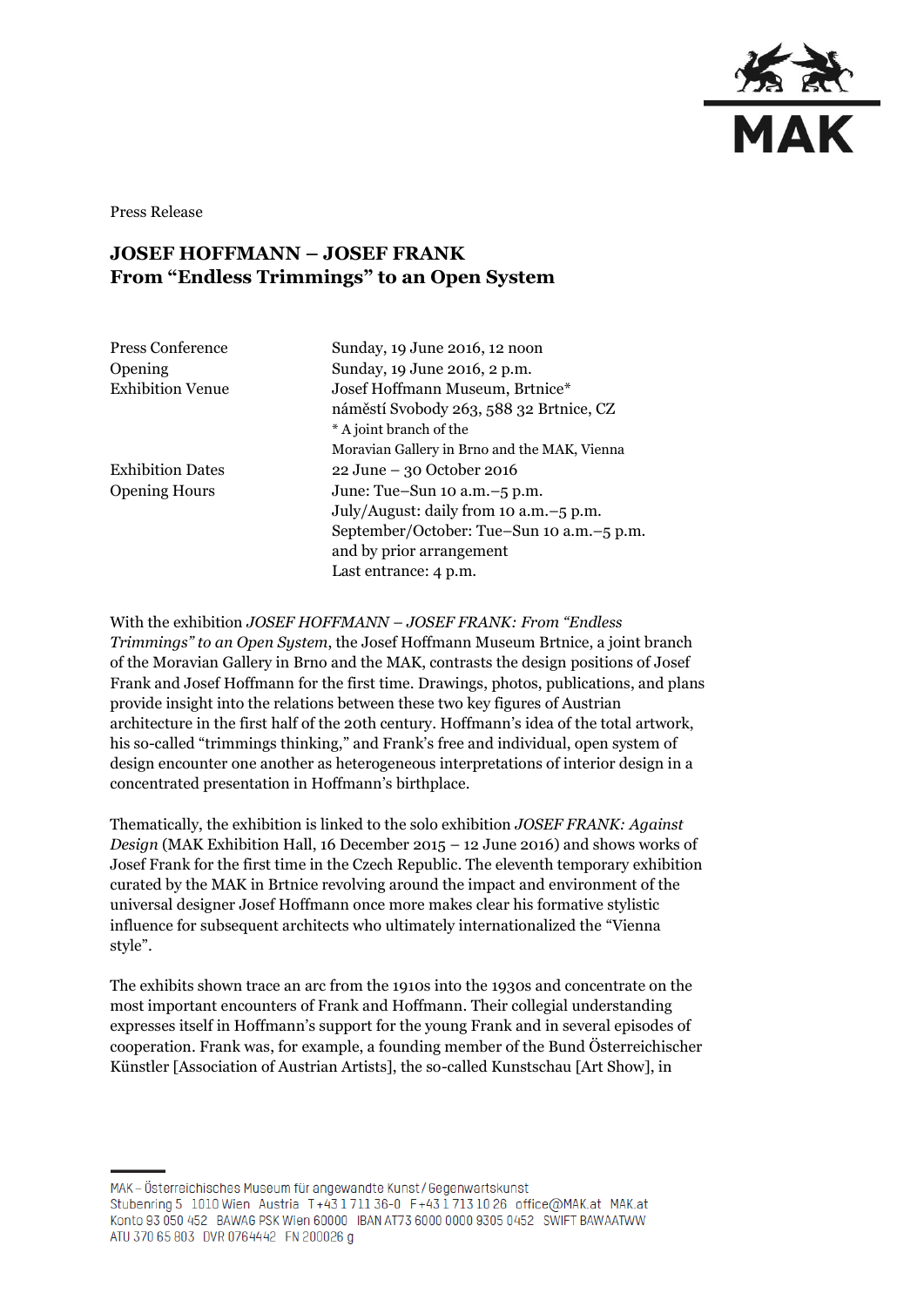Press Release

# JOSEF HOFFMANN – JOSEF FRANK
## From "Endless Trimmings" to an Open System

| | |
|---|---|
| Press Conference | Sunday, 19 June 2016, 12 noon |
| Opening | Sunday, 19 June 2016, 2 p.m. |
| Exhibition Venue | Josef Hoffmann Museum, Brtnice*<br>náměstí Svobody 263, 588 32 Brtnice, CZ<br>* A joint branch of the Moravian Gallery in Brno and the MAK, Vienna |
| Exhibition Dates | 22 June – 30 October 2016 |
| Opening Hours | June: Tue–Sun 10 a.m.–5 p.m.<br>July/August: daily from 10 a.m.–5 p.m.<br>September/October: Tue–Sun 10 a.m.–5 p.m.<br>and by prior arrangement<br>Last entrance: 4 p.m. |

With the exhibition *JOSEF HOFFMANN – JOSEF FRANK: From "Endless Trimmings" to an Open System*, the Josef Hoffmann Museum Brtnice, a joint branch of the Moravian Gallery in Brno and the MAK, contrasts the design positions of Josef Frank and Josef Hoffmann for the first time. Drawings, photos, publications, and plans provide insight into the relations between these two key figures of Austrian architecture in the first half of the 20th century. Hoffmann's idea of the total artwork, his so-called "trimmings thinking," and Frank's free and individual, open system of design encounter one another as heterogeneous interpretations of interior design in a concentrated presentation in Hoffmann's birthplace.

Thematically, the exhibition is linked to the solo exhibition *JOSEF FRANK: Against Design* (MAK Exhibition Hall, 16 December 2015 – 12 June 2016) and shows works of Josef Frank for the first time in the Czech Republic. The eleventh temporary exhibition curated by the MAK in Brtnice revolving around the impact and environment of the universal designer Josef Hoffmann once more makes clear his formative stylistic influence for subsequent architects who ultimately internationalized the "Vienna style".

The exhibits shown trace an arc from the 1910s into the 1930s and concentrate on the most important encounters of Frank and Hoffmann. Their collegial understanding expresses itself in Hoffmann's support for the young Frank and in several episodes of cooperation. Frank was, for example, a founding member of the Bund Österreichischer Künstler [Association of Austrian Artists], the so-called Kunstschau [Art Show], in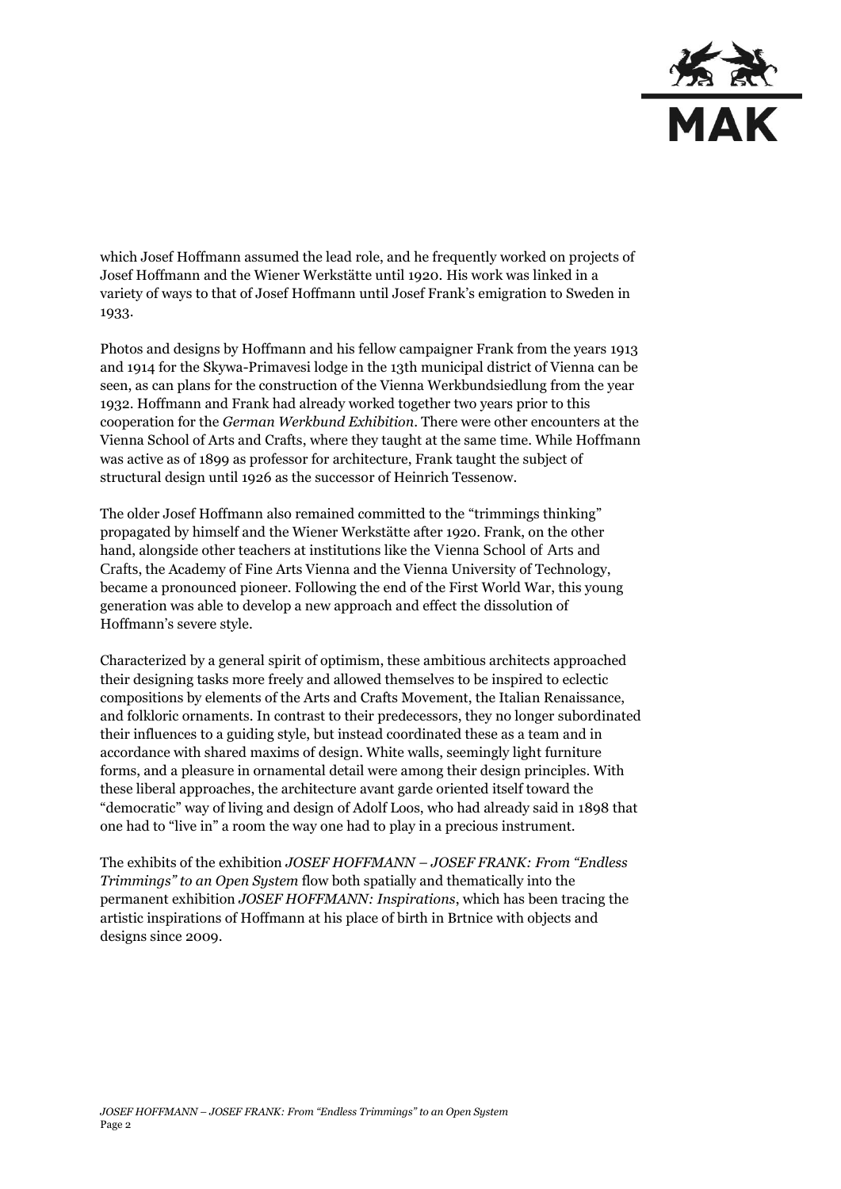which Josef Hoffmann assumed the lead role, and he frequently worked on projects of Josef Hoffmann and the Wiener Werkstätte until 1920. His work was linked in a variety of ways to that of Josef Hoffmann until Josef Frank's emigration to Sweden in 1933.

Photos and designs by Hoffmann and his fellow campaigner Frank from the years 1913 and 1914 for the Skywa-Primavesi lodge in the 13th municipal district of Vienna can be seen, as can plans for the construction of the Vienna Werkbundsiedlung from the year 1932. Hoffmann and Frank had already worked together two years prior to this cooperation for the *German Werkbund Exhibition*. There were other encounters at the Vienna School of Arts and Crafts, where they taught at the same time. While Hoffmann was active as of 1899 as professor for architecture, Frank taught the subject of structural design until 1926 as the successor of Heinrich Tessenow.

The older Josef Hoffmann also remained committed to the "trimmings thinking" propagated by himself and the Wiener Werkstätte after 1920. Frank, on the other hand, alongside other teachers at institutions like the Vienna School of Arts and Crafts, the Academy of Fine Arts Vienna and the Vienna University of Technology, became a pronounced pioneer. Following the end of the First World War, this young generation was able to develop a new approach and effect the dissolution of Hoffmann's severe style.

Characterized by a general spirit of optimism, these ambitious architects approached their designing tasks more freely and allowed themselves to be inspired to eclectic compositions by elements of the Arts and Crafts Movement, the Italian Renaissance, and folkloric ornaments. In contrast to their predecessors, they no longer subordinated their influences to a guiding style, but instead coordinated these as a team and in accordance with shared maxims of design. White walls, seemingly light furniture forms, and a pleasure in ornamental detail were among their design principles. With these liberal approaches, the architecture avant garde oriented itself toward the "democratic" way of living and design of Adolf Loos, who had already said in 1898 that one had to "live in" a room the way one had to play in a precious instrument.

The exhibits of the exhibition *JOSEF HOFFMANN – JOSEF FRANK: From "Endless Trimmings" to an Open System* flow both spatially and thematically into the permanent exhibition *JOSEF HOFFMANN: Inspirations*, which has been tracing the artistic inspirations of Hoffmann at his place of birth in Brtnice with objects and designs since 2009.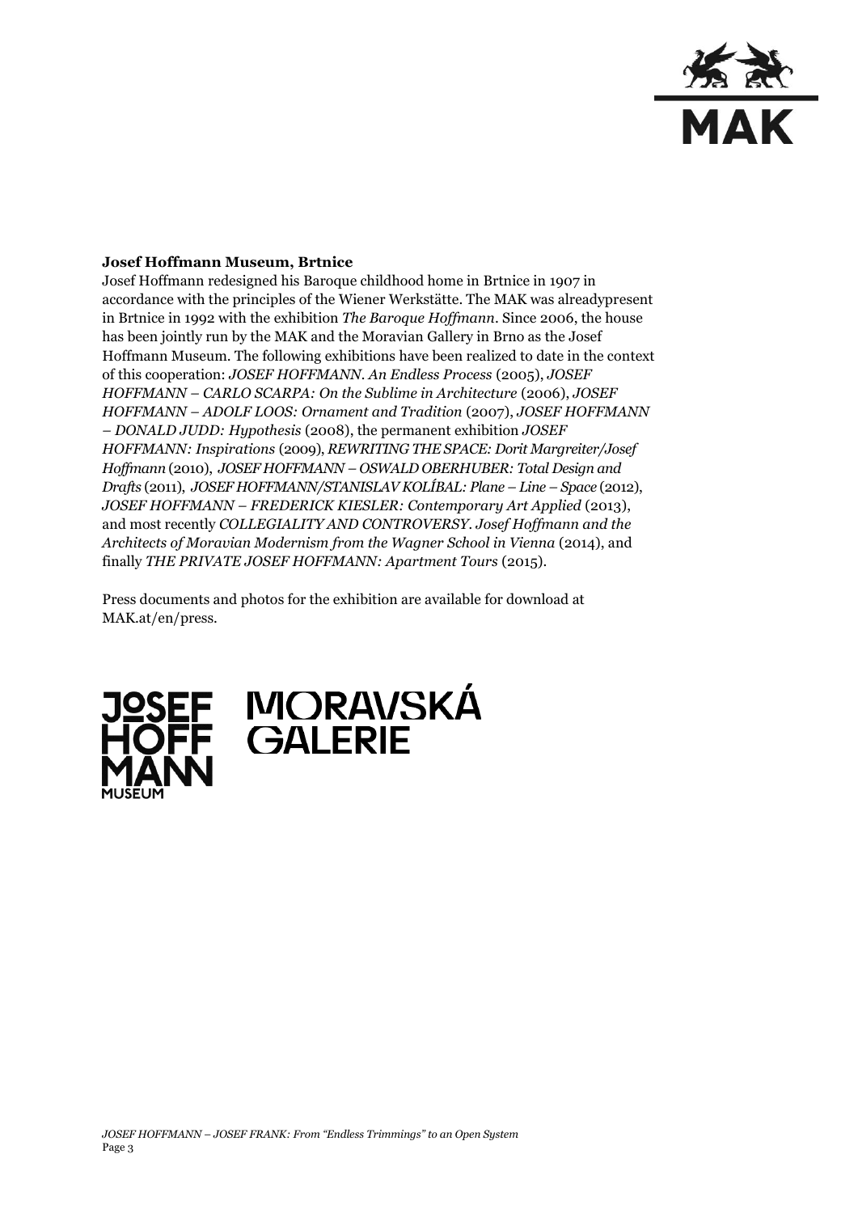**Josef Hoffmann Museum, Brtnice**

Josef Hoffmann redesigned his Baroque childhood home in Brtnice in 1907 in accordance with the principles of the Wiener Werkstätte. The MAK was alreadypresent in Brtnice in 1992 with the exhibition *The Baroque Hoffmann*. Since 2006, the house has been jointly run by the MAK and the Moravian Gallery in Brno as the Josef Hoffmann Museum. The following exhibitions have been realized to date in the context of this cooperation: *JOSEF HOFFMANN. An Endless Process* (2005), *JOSEF HOFFMANN – CARLO SCARPA: On the Sublime in Architecture* (2006), *JOSEF HOFFMANN – ADOLF LOOS: Ornament and Tradition* (2007), *JOSEF HOFFMANN – DONALD JUDD: Hypothesis* (2008), the permanent exhibition *JOSEF HOFFMANN: Inspirations* (2009), *REWRITING THE SPACE: Dorit Margreiter/Josef Hoffmann* (2010), *JOSEF HOFFMANN – OSWALD OBERHUBER: Total Design and Drafts* (2011), *JOSEF HOFFMANN/STANISLAV KOLÍBAL: Plane – Line – Space* (2012), *JOSEF HOFFMANN – FREDERICK KIESLER: Contemporary Art Applied* (2013), and most recently *COLLEGIALITY AND CONTROVERSY. Josef Hoffmann and the Architects of Moravian Modernism from the Wagner School in Vienna* (2014), and finally *THE PRIVATE JOSEF HOFFMANN: Apartment Tours* (2015).

Press documents and photos for the exhibition are available for download at MAK.at/en/press.

JOSEF HOFF MANN MUSEUM

MORAVSKÁ GALERIE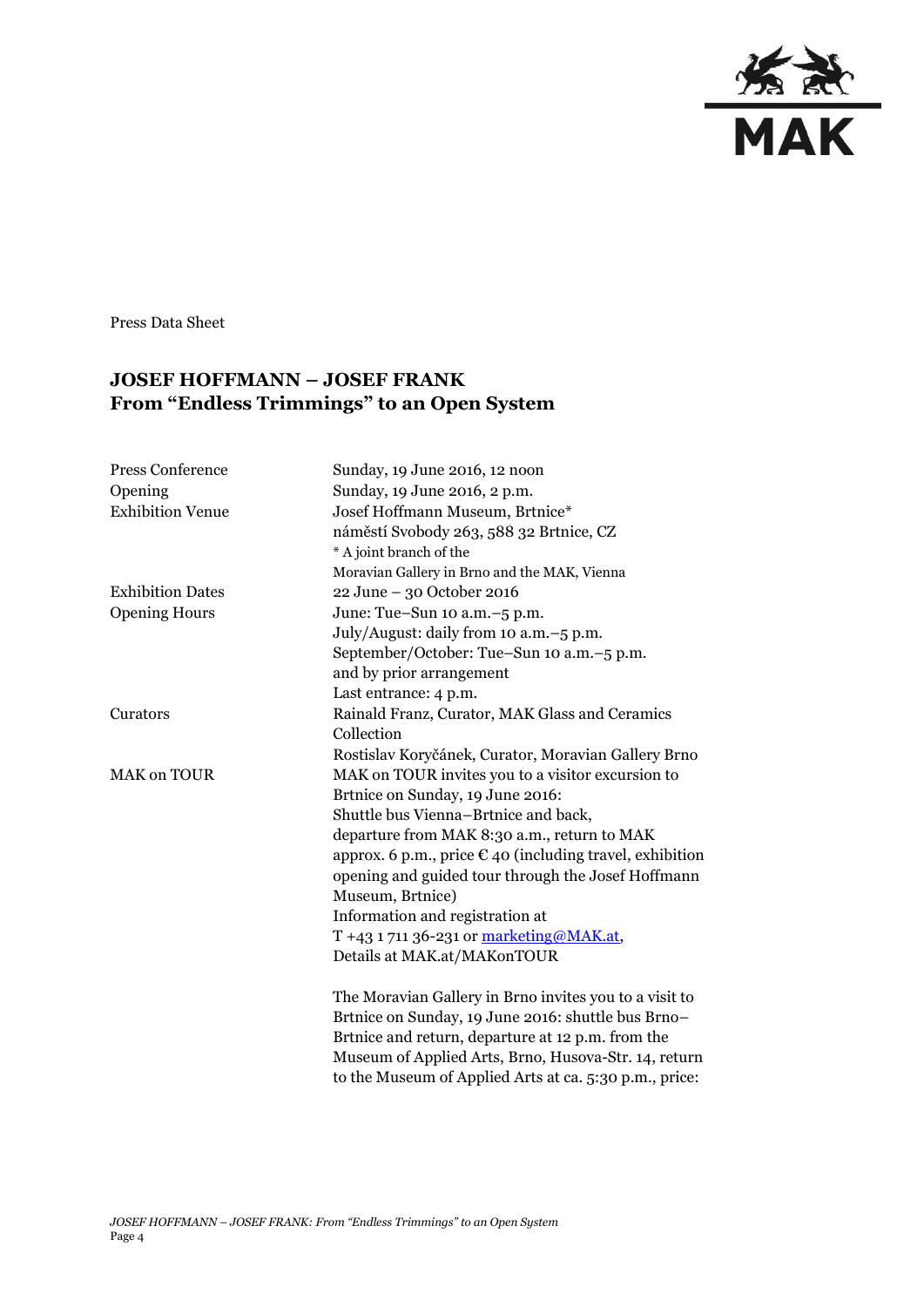Press Data Sheet

## JOSEF HOFFMANN – JOSEF FRANK
## From "Endless Trimmings" to an Open System

| | |
|---|---|
| Press Conference | Sunday, 19 June 2016, 12 noon |
| Opening | Sunday, 19 June 2016, 2 p.m. |
| Exhibition Venue | Josef Hoffmann Museum, Brtnice*<br>náměstí Svobody 263, 588 32 Brtnice, CZ<br>* A joint branch of the Moravian Gallery in Brno and the MAK, Vienna |
| Exhibition Dates | 22 June – 30 October 2016 |
| Opening Hours | June: Tue–Sun 10 a.m.–5 p.m.<br>July/August: daily from 10 a.m.–5 p.m.<br>September/October: Tue–Sun 10 a.m.–5 p.m.<br>and by prior arrangement<br>Last entrance: 4 p.m. |
| Curators | Rainald Franz, Curator, MAK Glass and Ceramics Collection<br>Rostislav Koryčánek, Curator, Moravian Gallery Brno |
| MAK on TOUR | MAK on TOUR invites you to a visitor excursion to Brtnice on Sunday, 19 June 2016:<br>Shuttle bus Vienna–Brtnice and back, departure from MAK 8:30 a.m., return to MAK approx. 6 p.m., price € 40 (including travel, exhibition opening and guided tour through the Josef Hoffmann Museum, Brtnice)<br>Information and registration at T +43 1 711 36-231 or marketing@MAK.at,<br>Details at MAK.at/MAKonTOUR<br><br>The Moravian Gallery in Brno invites you to a visit to Brtnice on Sunday, 19 June 2016: shuttle bus Brno–Brtnice and return, departure at 12 p.m. from the Museum of Applied Arts, Brno, Husova-Str. 14, return to the Museum of Applied Arts at ca. 5:30 p.m., price: |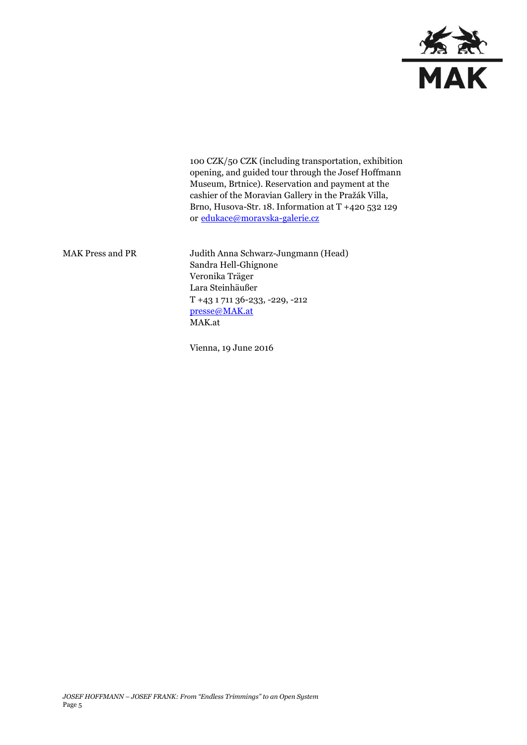100 CZK/50 CZK (including transportation, exhibition opening, and guided tour through the Josef Hoffmann Museum, Brtnice). Reservation and payment at the cashier of the Moravian Gallery in the Pražák Villa, Brno, Husova-Str. 18. Information at T +420 532 129 or edukace@moravska-galerie.cz

MAK Press and PR

Judith Anna Schwarz-Jungmann (Head)
Sandra Hell-Ghignone
Veronika Träger
Lara Steinhäußer
T +43 1 711 36-233, -229, -212
presse@MAK.at
MAK.at

Vienna, 19 June 2016